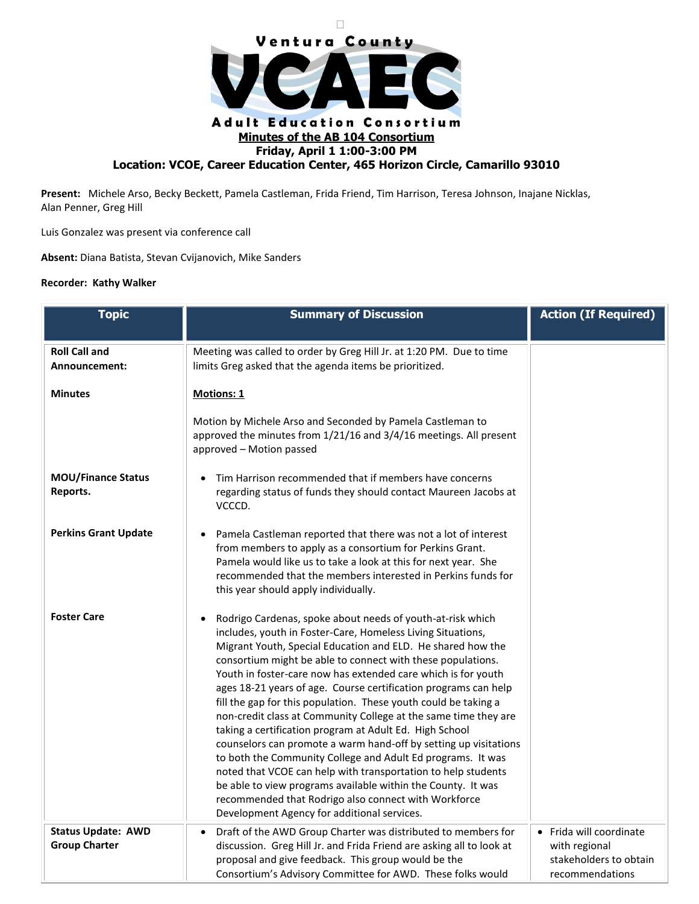# Ventura County VCAEC Adult Education Consortium

**Minutes of the AB 104 Consortium**
**Friday, April 1 1:00-3:00 PM**
**Location: VCOE, Career Education Center, 465 Horizon Circle, Camarillo 93010**

**Present:** Michele Arso, Becky Beckett, Pamela Castleman, Frida Friend, Tim Harrison, Teresa Johnson, Inajane Nicklas, Alan Penner, Greg Hill

Luis Gonzalez was present via conference call

**Absent:** Diana Batista, Stevan Cvijanovich, Mike Sanders

**Recorder: Kathy Walker**

| Topic | Summary of Discussion | Action (If Required) |
|---|---|---|
| **Roll Call and Announcement:** | Meeting was called to order by Greg Hill Jr. at 1:20 PM. Due to time limits Greg asked that the agenda items be prioritized. | |
| **Minutes** | **Motions: 1**<br><br>Motion by Michele Arso and Seconded by Pamela Castleman to approved the minutes from 1/21/16 and 3/4/16 meetings. All present approved – Motion passed | |
| **MOU/Finance Status Reports.** | • Tim Harrison recommended that if members have concerns regarding status of funds they should contact Maureen Jacobs at VCCCD. | |
| **Perkins Grant Update** | • Pamela Castleman reported that there was not a lot of interest from members to apply as a consortium for Perkins Grant. Pamela would like us to take a look at this for next year. She recommended that the members interested in Perkins funds for this year should apply individually. | |
| **Foster Care** | • Rodrigo Cardenas, spoke about needs of youth-at-risk which includes, youth in Foster-Care, Homeless Living Situations, Migrant Youth, Special Education and ELD. He shared how the consortium might be able to connect with these populations. Youth in foster-care now has extended care which is for youth ages 18-21 years of age. Course certification programs can help fill the gap for this population. These youth could be taking a non-credit class at Community College at the same time they are taking a certification program at Adult Ed. High School counselors can promote a warm hand-off by setting up visitations to both the Community College and Adult Ed programs. It was noted that VCOE can help with transportation to help students be able to view programs available within the County. It was recommended that Rodrigo also connect with Workforce Development Agency for additional services. | |
| **Status Update: AWD Group Charter** | • Draft of the AWD Group Charter was distributed to members for discussion. Greg Hill Jr. and Frida Friend are asking all to look at proposal and give feedback. This group would be the Consortium's Advisory Committee for AWD. These folks would | • Frida will coordinate with regional stakeholders to obtain recommendations |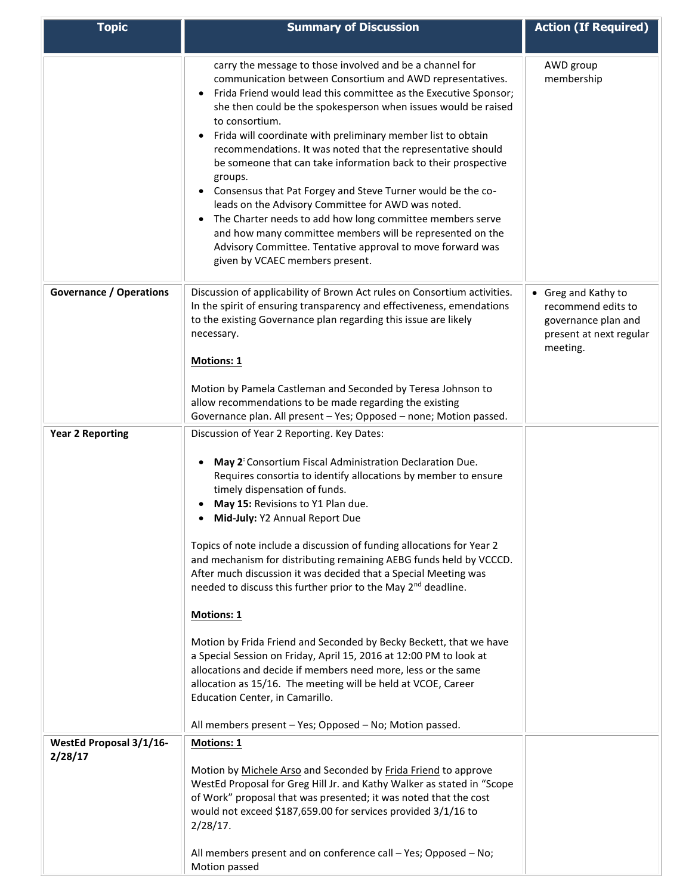| Topic | Summary of Discussion | Action (If Required) |
| --- | --- | --- |
| | carry the message to those involved and be a channel for communication between Consortium and AWD representatives.<br>• Frida Friend would lead this committee as the Executive Sponsor; she then could be the spokesperson when issues would be raised to consortium.<br>• Frida will coordinate with preliminary member list to obtain recommendations. It was noted that the representative should be someone that can take information back to their prospective groups.<br>• Consensus that Pat Forgey and Steve Turner would be the co-leads on the Advisory Committee for AWD was noted.<br>• The Charter needs to add how long committee members serve and how many committee members will be represented on the Advisory Committee. Tentative approval to move forward was given by VCAEC members present. | AWD group membership |
| **Governance / Operations** | Discussion of applicability of Brown Act rules on Consortium activities. In the spirit of ensuring transparency and effectiveness, emendations to the existing Governance plan regarding this issue are likely necessary.<br><br>**<u>Motions: 1</u>**<br><br>Motion by Pamela Castleman and Seconded by Teresa Johnson to allow recommendations to be made regarding the existing Governance plan. All present – Yes; Opposed – none; Motion passed. | • Greg and Kathy to recommend edits to governance plan and present at next regular meeting. |
| **Year 2 Reporting** | Discussion of Year 2 Reporting. Key Dates:<br><br>• **May 2:** Consortium Fiscal Administration Declaration Due. Requires consortia to identify allocations by member to ensure timely dispensation of funds.<br>• **May 15:** Revisions to Y1 Plan due.<br>• **Mid-July:** Y2 Annual Report Due<br><br>Topics of note include a discussion of funding allocations for Year 2 and mechanism for distributing remaining AEBG funds held by VCCCD. After much discussion it was decided that a Special Meeting was needed to discuss this further prior to the May 2nd deadline.<br><br>**<u>Motions: 1</u>**<br><br>Motion by Frida Friend and Seconded by Becky Beckett, that we have a Special Session on Friday, April 15, 2016 at 12:00 PM to look at allocations and decide if members need more, less or the same allocation as 15/16. The meeting will be held at VCOE, Career Education Center, in Camarillo.<br><br>All members present – Yes; Opposed – No; Motion passed. | |
| **WestEd Proposal 3/1/16-2/28/17** | **<u>Motions: 1</u>**<br><br>Motion by <u>Michele Arso</u> and Seconded by <u>Frida Friend</u> to approve WestEd Proposal for Greg Hill Jr. and Kathy Walker as stated in "Scope of Work" proposal that was presented; it was noted that the cost would not exceed $187,659.00 for services provided 3/1/16 to 2/28/17.<br><br>All members present and on conference call – Yes; Opposed – No; Motion passed | |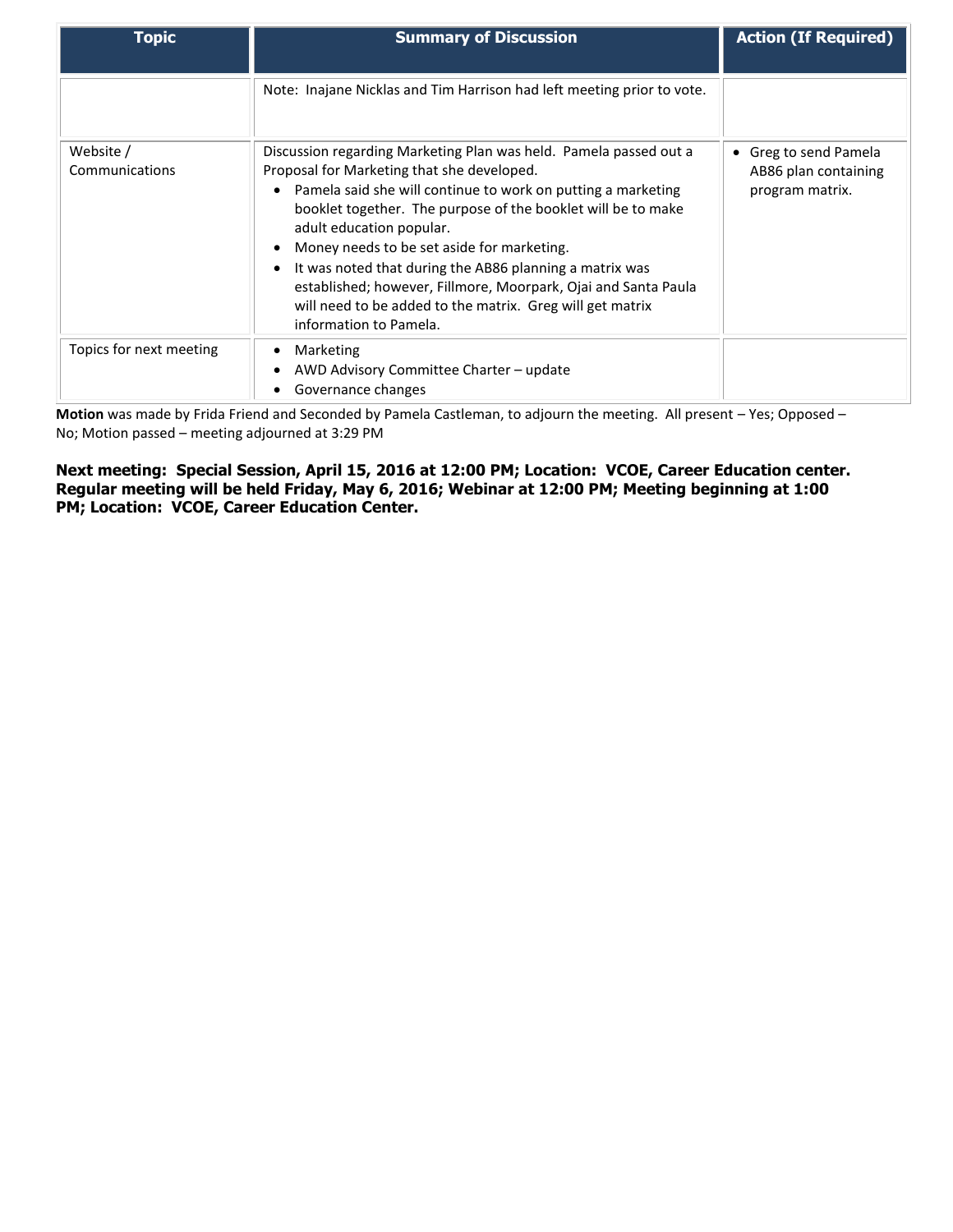| Topic | Summary of Discussion | Action (If Required) |
|---|---|---|
| | Note: Inajane Nicklas and Tim Harrison had left meeting prior to vote. | |
| Website / Communications | Discussion regarding Marketing Plan was held. Pamela passed out a Proposal for Marketing that she developed.<br>• Pamela said she will continue to work on putting a marketing booklet together. The purpose of the booklet will be to make adult education popular.<br>• Money needs to be set aside for marketing.<br>• It was noted that during the AB86 planning a matrix was established; however, Fillmore, Moorpark, Ojai and Santa Paula will need to be added to the matrix. Greg will get matrix information to Pamela. | • Greg to send Pamela AB86 plan containing program matrix. |
| Topics for next meeting | • Marketing<br>• AWD Advisory Committee Charter – update<br>• Governance changes | |

**Motion** was made by Frida Friend and Seconded by Pamela Castleman, to adjourn the meeting. All present – Yes; Opposed – No; Motion passed – meeting adjourned at 3:29 PM

**Next meeting: Special Session, April 15, 2016 at 12:00 PM; Location: VCOE, Career Education center. Regular meeting will be held Friday, May 6, 2016; Webinar at 12:00 PM; Meeting beginning at 1:00 PM; Location: VCOE, Career Education Center.**